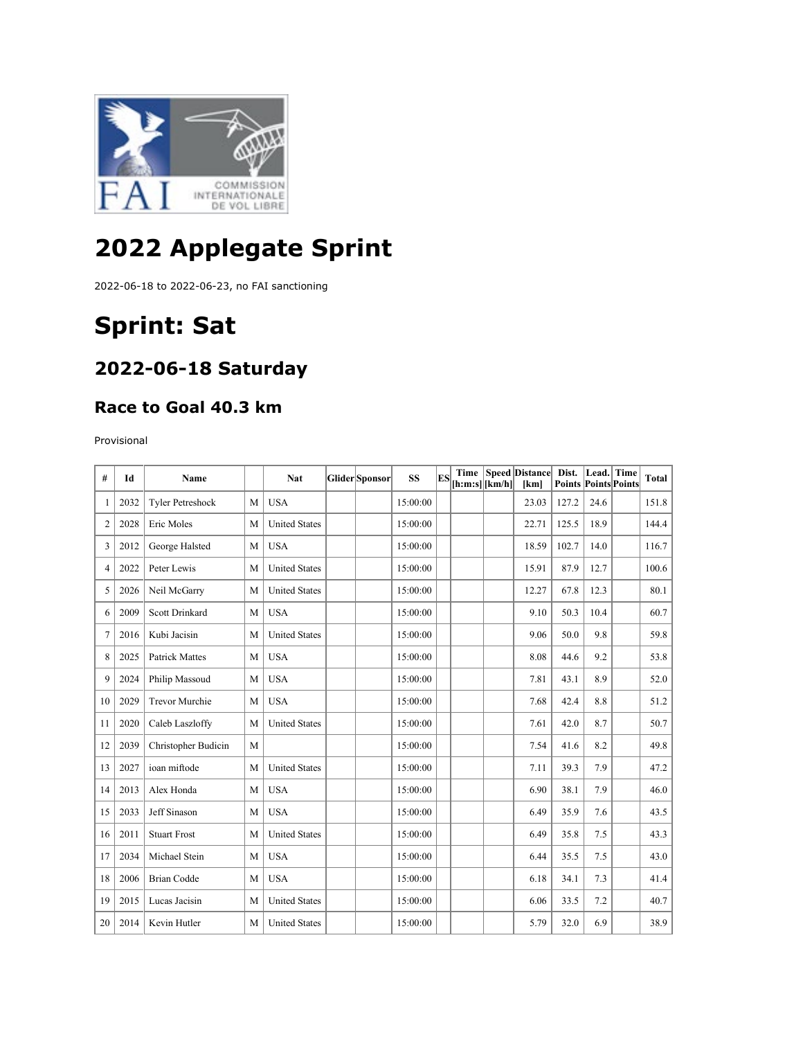# 2022 Applegate Sprint

2022-06-18 to 2022-06-23, no FAI sanctioning

# Sprint: Sat

## 2022-06-18 Saturday

### Race to Goal 40.3 km

Provisional

| # | Id | Name | | Nat | Glider | Sponsor | SS | ES | Time [h:m:s] | Speed [km/h] | Distance [km] | Dist. Points | Lead. Points | Time Points | Total |
|---|---|---|---|---|---|---|---|---|---|---|---|---|---|---|---|
| 1 | 2032 | Tyler Petreshock | M | USA | | | 15:00:00 | | | | 23.03 | 127.2 | 24.6 | | 151.8 |
| 2 | 2028 | Eric Moles | M | United States | | | 15:00:00 | | | | 22.71 | 125.5 | 18.9 | | 144.4 |
| 3 | 2012 | George Halsted | M | USA | | | 15:00:00 | | | | 18.59 | 102.7 | 14.0 | | 116.7 |
| 4 | 2022 | Peter Lewis | M | United States | | | 15:00:00 | | | | 15.91 | 87.9 | 12.7 | | 100.6 |
| 5 | 2026 | Neil McGarry | M | United States | | | 15:00:00 | | | | 12.27 | 67.8 | 12.3 | | 80.1 |
| 6 | 2009 | Scott Drinkard | M | USA | | | 15:00:00 | | | | 9.10 | 50.3 | 10.4 | | 60.7 |
| 7 | 2016 | Kubi Jacisin | M | United States | | | 15:00:00 | | | | 9.06 | 50.0 | 9.8 | | 59.8 |
| 8 | 2025 | Patrick Mattes | M | USA | | | 15:00:00 | | | | 8.08 | 44.6 | 9.2 | | 53.8 |
| 9 | 2024 | Philip Massoud | M | USA | | | 15:00:00 | | | | 7.81 | 43.1 | 8.9 | | 52.0 |
| 10 | 2029 | Trevor Murchie | M | USA | | | 15:00:00 | | | | 7.68 | 42.4 | 8.8 | | 51.2 |
| 11 | 2020 | Caleb Laszloffy | M | United States | | | 15:00:00 | | | | 7.61 | 42.0 | 8.7 | | 50.7 |
| 12 | 2039 | Christopher Budicin | M | | | | 15:00:00 | | | | 7.54 | 41.6 | 8.2 | | 49.8 |
| 13 | 2027 | ioan miftode | M | United States | | | 15:00:00 | | | | 7.11 | 39.3 | 7.9 | | 47.2 |
| 14 | 2013 | Alex Honda | M | USA | | | 15:00:00 | | | | 6.90 | 38.1 | 7.9 | | 46.0 |
| 15 | 2033 | Jeff Sinason | M | USA | | | 15:00:00 | | | | 6.49 | 35.9 | 7.6 | | 43.5 |
| 16 | 2011 | Stuart Frost | M | United States | | | 15:00:00 | | | | 6.49 | 35.8 | 7.5 | | 43.3 |
| 17 | 2034 | Michael Stein | M | USA | | | 15:00:00 | | | | 6.44 | 35.5 | 7.5 | | 43.0 |
| 18 | 2006 | Brian Codde | M | USA | | | 15:00:00 | | | | 6.18 | 34.1 | 7.3 | | 41.4 |
| 19 | 2015 | Lucas Jacisin | M | United States | | | 15:00:00 | | | | 6.06 | 33.5 | 7.2 | | 40.7 |
| 20 | 2014 | Kevin Hutler | M | United States | | | 15:00:00 | | | | 5.79 | 32.0 | 6.9 | | 38.9 |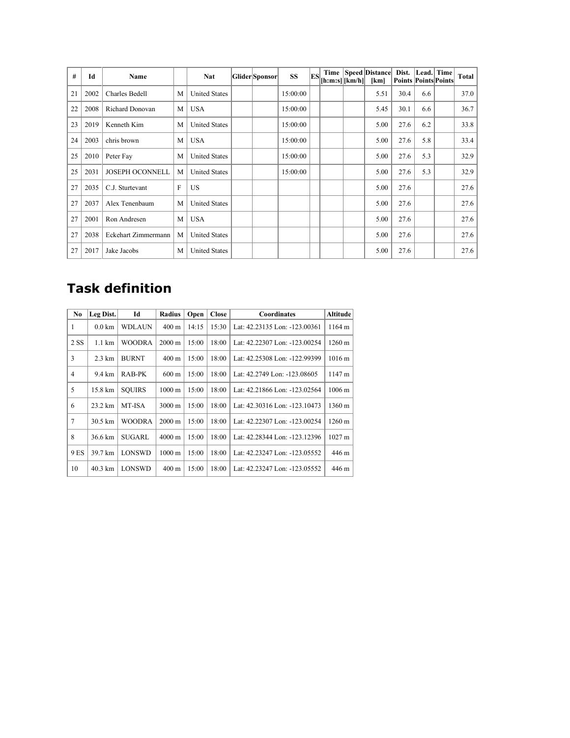| # | Id | Name | | Nat | Glider | Sponsor | SS | ES | Time [h:m:s] | Speed [km/h] | Distance [km] | Dist. Points | Lead. Points | Time Points | Total |
|---|---|---|---|---|---|---|---|---|---|---|---|---|---|---|---|
| 21 | 2002 | Charles Bedell | M | United States | | | 15:00:00 | | | | 5.51 | 30.4 | 6.6 | | 37.0 |
| 22 | 2008 | Richard Donovan | M | USA | | | 15:00:00 | | | | 5.45 | 30.1 | 6.6 | | 36.7 |
| 23 | 2019 | Kenneth Kim | M | United States | | | 15:00:00 | | | | 5.00 | 27.6 | 6.2 | | 33.8 |
| 24 | 2003 | chris brown | M | USA | | | 15:00:00 | | | | 5.00 | 27.6 | 5.8 | | 33.4 |
| 25 | 2010 | Peter Fay | M | United States | | | 15:00:00 | | | | 5.00 | 27.6 | 5.3 | | 32.9 |
| 25 | 2031 | JOSEPH OCONNELL | M | United States | | | 15:00:00 | | | | 5.00 | 27.6 | 5.3 | | 32.9 |
| 27 | 2035 | C.J. Sturtevant | F | US | | | | | | | 5.00 | 27.6 | | | 27.6 |
| 27 | 2037 | Alex Tenenbaum | M | United States | | | | | | | 5.00 | 27.6 | | | 27.6 |
| 27 | 2001 | Ron Andresen | M | USA | | | | | | | 5.00 | 27.6 | | | 27.6 |
| 27 | 2038 | Eckehart Zimmermann | M | United States | | | | | | | 5.00 | 27.6 | | | 27.6 |
| 27 | 2017 | Jake Jacobs | M | United States | | | | | | | 5.00 | 27.6 | | | 27.6 |

## Task definition

| No | Leg Dist. | Id | Radius | Open | Close | Coordinates | Altitude |
|---|---|---|---|---|---|---|---|
| 1 | 0.0 km | WDLAUN | 400 m | 14:15 | 15:30 | Lat: 42.23135 Lon: -123.00361 | 1164 m |
| 2 SS | 1.1 km | WOODRA | 2000 m | 15:00 | 18:00 | Lat: 42.22307 Lon: -123.00254 | 1260 m |
| 3 | 2.3 km | BURNT | 400 m | 15:00 | 18:00 | Lat: 42.25308 Lon: -122.99399 | 1016 m |
| 4 | 9.4 km | RAB-PK | 600 m | 15:00 | 18:00 | Lat: 42.2749 Lon: -123.08605 | 1147 m |
| 5 | 15.8 km | SQUIRS | 1000 m | 15:00 | 18:00 | Lat: 42.21866 Lon: -123.02564 | 1006 m |
| 6 | 23.2 km | MT-ISA | 3000 m | 15:00 | 18:00 | Lat: 42.30316 Lon: -123.10473 | 1360 m |
| 7 | 30.5 km | WOODRA | 2000 m | 15:00 | 18:00 | Lat: 42.22307 Lon: -123.00254 | 1260 m |
| 8 | 36.6 km | SUGARL | 4000 m | 15:00 | 18:00 | Lat: 42.28344 Lon: -123.12396 | 1027 m |
| 9 ES | 39.7 km | LONSWD | 1000 m | 15:00 | 18:00 | Lat: 42.23247 Lon: -123.05552 | 446 m |
| 10 | 40.3 km | LONSWD | 400 m | 15:00 | 18:00 | Lat: 42.23247 Lon: -123.05552 | 446 m |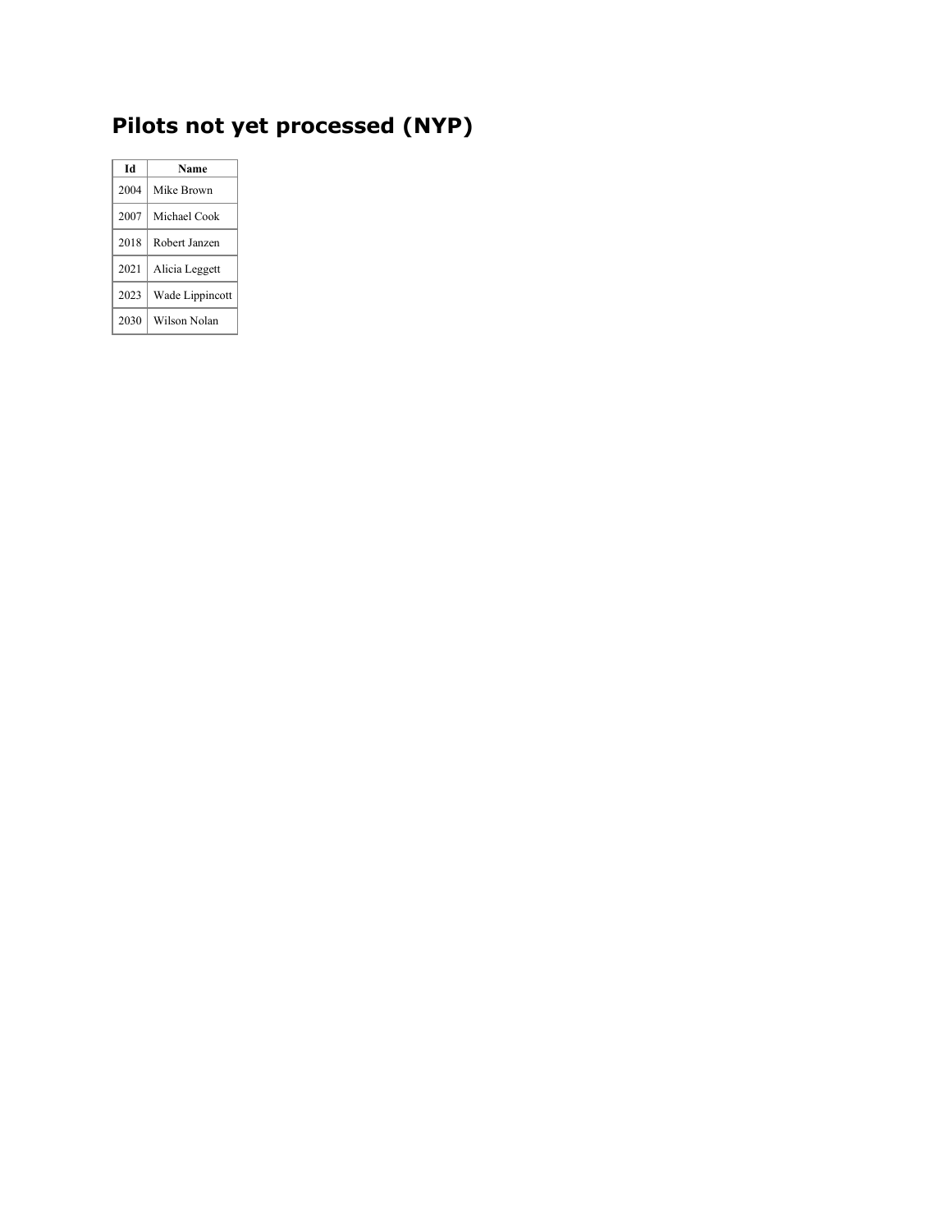# Pilots not yet processed (NYP)

| Id | Name |
|---|---|
| 2004 | Mike Brown |
| 2007 | Michael Cook |
| 2018 | Robert Janzen |
| 2021 | Alicia Leggett |
| 2023 | Wade Lippincott |
| 2030 | Wilson Nolan |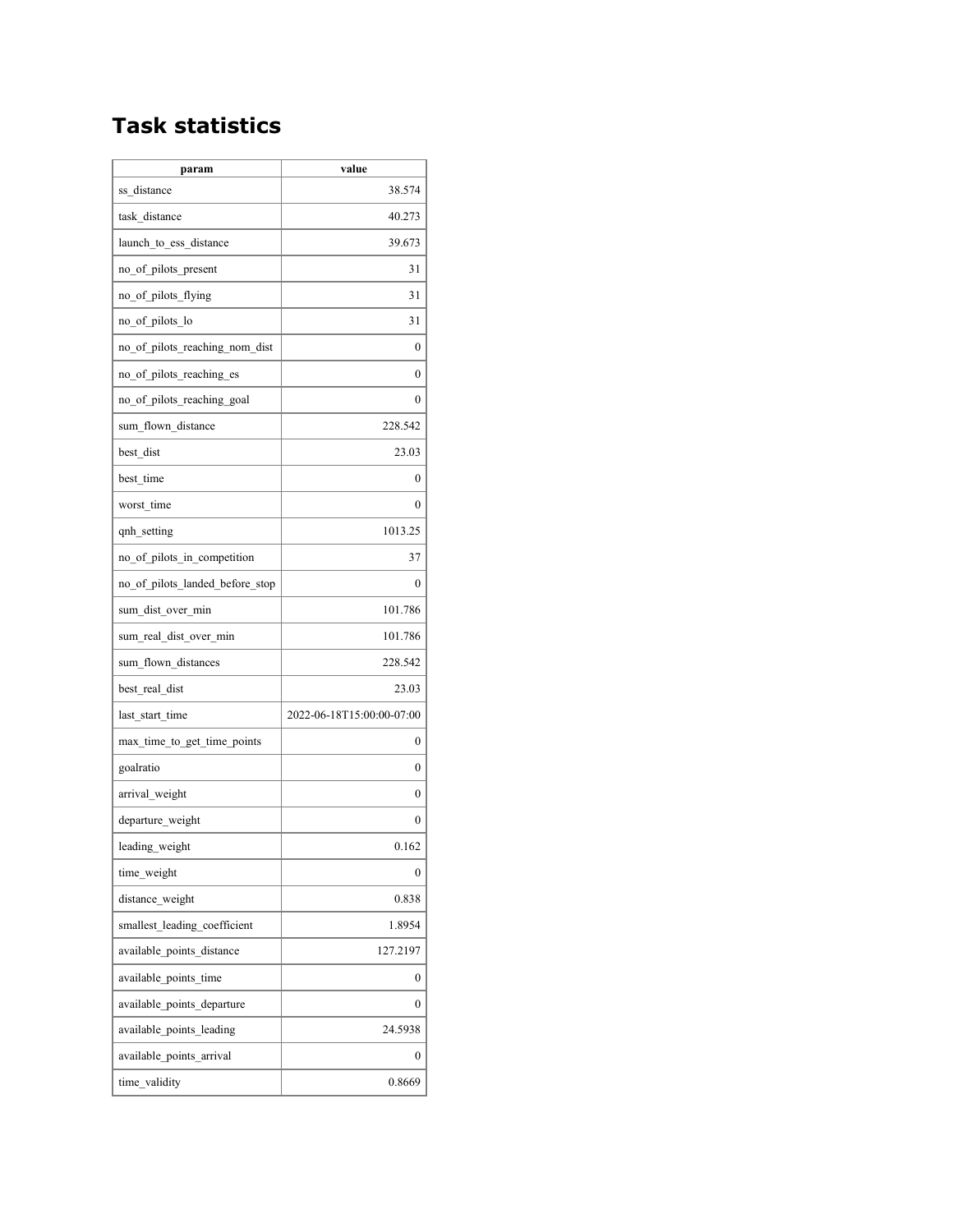# Task statistics

| param | value |
| --- | --- |
| ss_distance | 38.574 |
| task_distance | 40.273 |
| launch_to_ess_distance | 39.673 |
| no_of_pilots_present | 31 |
| no_of_pilots_flying | 31 |
| no_of_pilots_lo | 31 |
| no_of_pilots_reaching_nom_dist | 0 |
| no_of_pilots_reaching_es | 0 |
| no_of_pilots_reaching_goal | 0 |
| sum_flown_distance | 228.542 |
| best_dist | 23.03 |
| best_time | 0 |
| worst_time | 0 |
| qnh_setting | 1013.25 |
| no_of_pilots_in_competition | 37 |
| no_of_pilots_landed_before_stop | 0 |
| sum_dist_over_min | 101.786 |
| sum_real_dist_over_min | 101.786 |
| sum_flown_distances | 228.542 |
| best_real_dist | 23.03 |
| last_start_time | 2022-06-18T15:00:00-07:00 |
| max_time_to_get_time_points | 0 |
| goalratio | 0 |
| arrival_weight | 0 |
| departure_weight | 0 |
| leading_weight | 0.162 |
| time_weight | 0 |
| distance_weight | 0.838 |
| smallest_leading_coefficient | 1.8954 |
| available_points_distance | 127.2197 |
| available_points_time | 0 |
| available_points_departure | 0 |
| available_points_leading | 24.5938 |
| available_points_arrival | 0 |
| time_validity | 0.8669 |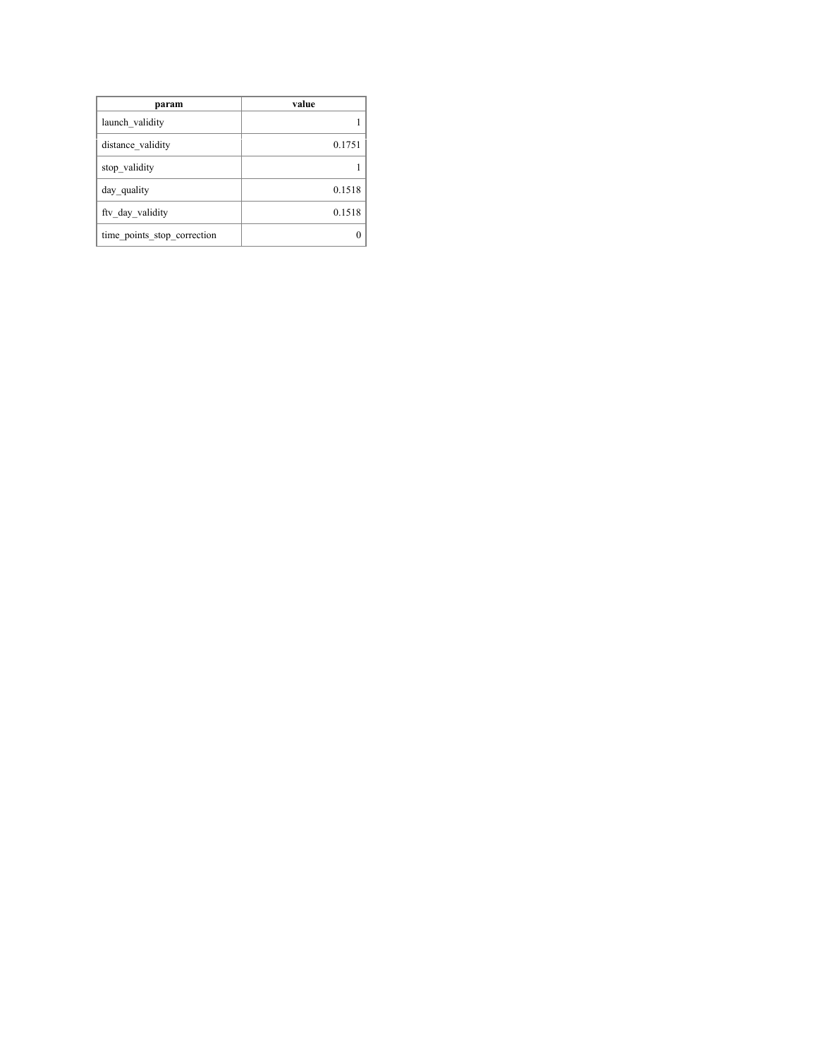| param | value |
| --- | --- |
| launch_validity | 1 |
| distance_validity | 0.1751 |
| stop_validity | 1 |
| day_quality | 0.1518 |
| ftv_day_validity | 0.1518 |
| time_points_stop_correction | 0 |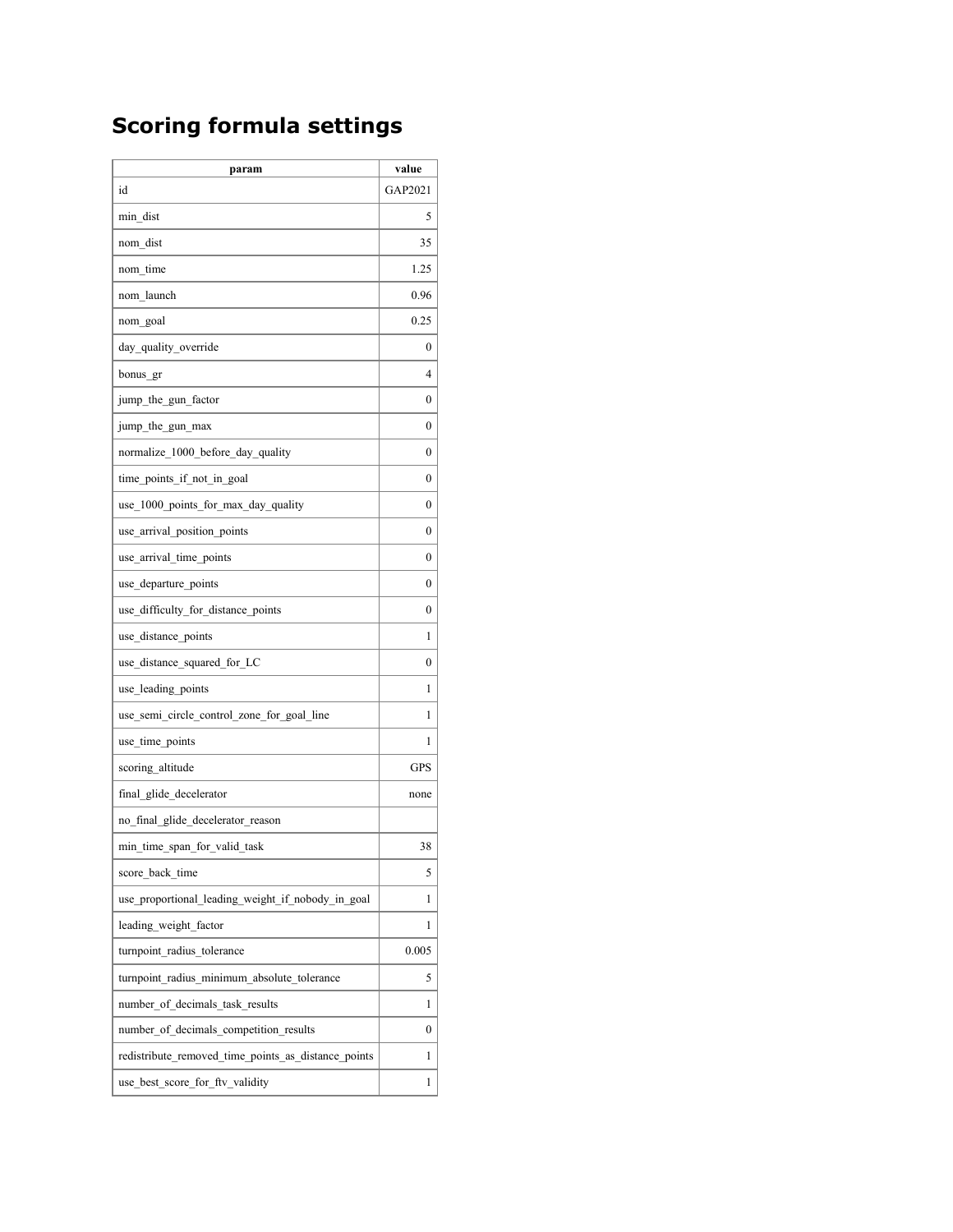## Scoring formula settings

| param | value |
|---|---|
| id | GAP2021 |
| min_dist | 5 |
| nom_dist | 35 |
| nom_time | 1.25 |
| nom_launch | 0.96 |
| nom_goal | 0.25 |
| day_quality_override | 0 |
| bonus_gr | 4 |
| jump_the_gun_factor | 0 |
| jump_the_gun_max | 0 |
| normalize_1000_before_day_quality | 0 |
| time_points_if_not_in_goal | 0 |
| use_1000_points_for_max_day_quality | 0 |
| use_arrival_position_points | 0 |
| use_arrival_time_points | 0 |
| use_departure_points | 0 |
| use_difficulty_for_distance_points | 0 |
| use_distance_points | 1 |
| use_distance_squared_for_LC | 0 |
| use_leading_points | 1 |
| use_semi_circle_control_zone_for_goal_line | 1 |
| use_time_points | 1 |
| scoring_altitude | GPS |
| final_glide_decelerator | none |
| no_final_glide_decelerator_reason | |
| min_time_span_for_valid_task | 38 |
| score_back_time | 5 |
| use_proportional_leading_weight_if_nobody_in_goal | 1 |
| leading_weight_factor | 1 |
| turnpoint_radius_tolerance | 0.005 |
| turnpoint_radius_minimum_absolute_tolerance | 5 |
| number_of_decimals_task_results | 1 |
| number_of_decimals_competition_results | 0 |
| redistribute_removed_time_points_as_distance_points | 1 |
| use_best_score_for_ftv_validity | 1 |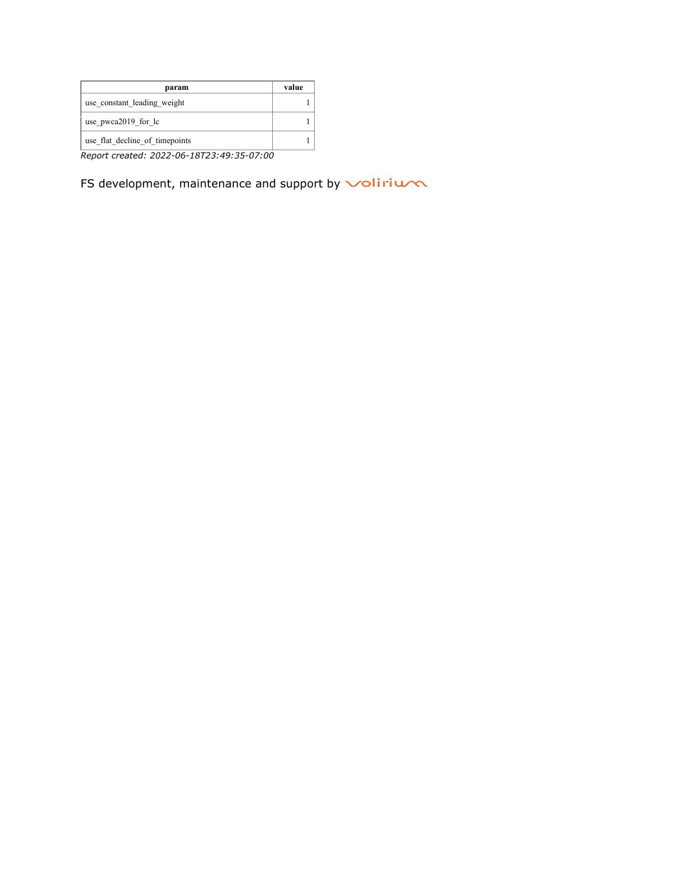| param | value |
| --- | --- |
| use_constant_leading_weight | 1 |
| use_pwca2019_for_lc | 1 |
| use_flat_decline_of_timepoints | 1 |

*Report created: 2022-06-18T23:49:35-07:00*

FS development, maintenance and support by volirium